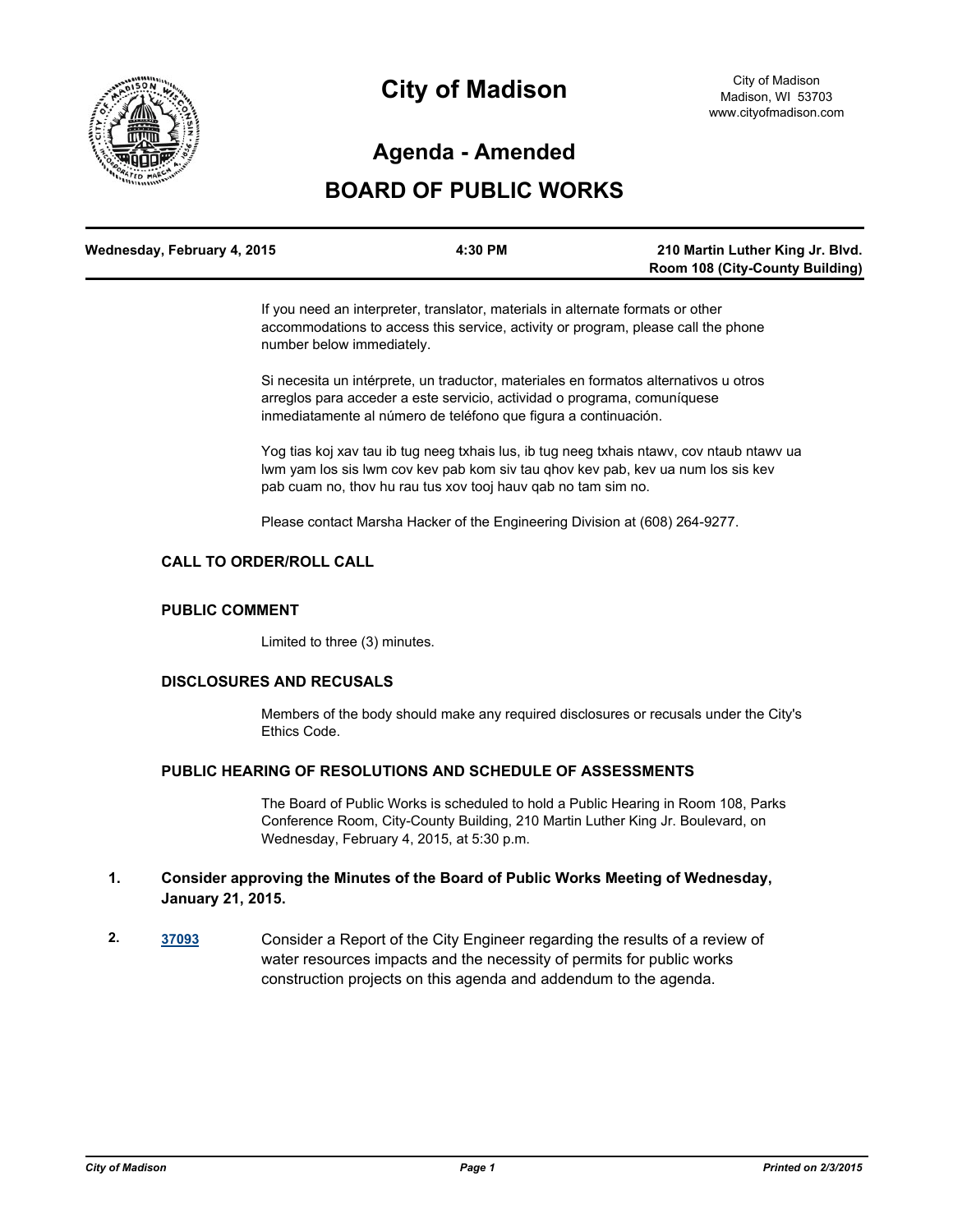# City of Madison

City of Madison
Madison, WI 53703
www.cityofmadison.com

## Agenda - Amended

## BOARD OF PUBLIC WORKS

| Wednesday, February 4, 2015 | 4:30 PM | 210 Martin Luther King Jr. Blvd. Room 108 (City-County Building) |
|---|---|---|

If you need an interpreter, translator, materials in alternate formats or other accommodations to access this service, activity or program, please call the phone number below immediately.

Si necesita un intérprete, un traductor, materiales en formatos alternativos u otros arreglos para acceder a este servicio, actividad o programa, comuníquese inmediatamente al número de teléfono que figura a continuación.

Yog tias koj xav tau ib tug neeg txhais lus, ib tug neeg txhais ntawv, cov ntaub ntawv ua lwm yam los sis lwm cov kev pab kom siv tau qhov kev pab, kev ua num los sis kev pab cuam no, thov hu rau tus xov tooj hauv qab no tam sim no.

Please contact Marsha Hacker of the Engineering Division at (608) 264-9277.

### CALL TO ORDER/ROLL CALL

### PUBLIC COMMENT

Limited to three (3) minutes.

### DISCLOSURES AND RECUSALS

Members of the body should make any required disclosures or recusals under the City's Ethics Code.

### PUBLIC HEARING OF RESOLUTIONS AND SCHEDULE OF ASSESSMENTS

The Board of Public Works is scheduled to hold a Public Hearing in Room 108, Parks Conference Room, City-County Building, 210 Martin Luther King Jr. Boulevard, on Wednesday, February 4, 2015, at 5:30 p.m.

**1. Consider approving the Minutes of the Board of Public Works Meeting of Wednesday, January 21, 2015.**

**2. 37093** Consider a Report of the City Engineer regarding the results of a review of water resources impacts and the necessity of permits for public works construction projects on this agenda and addendum to the agenda.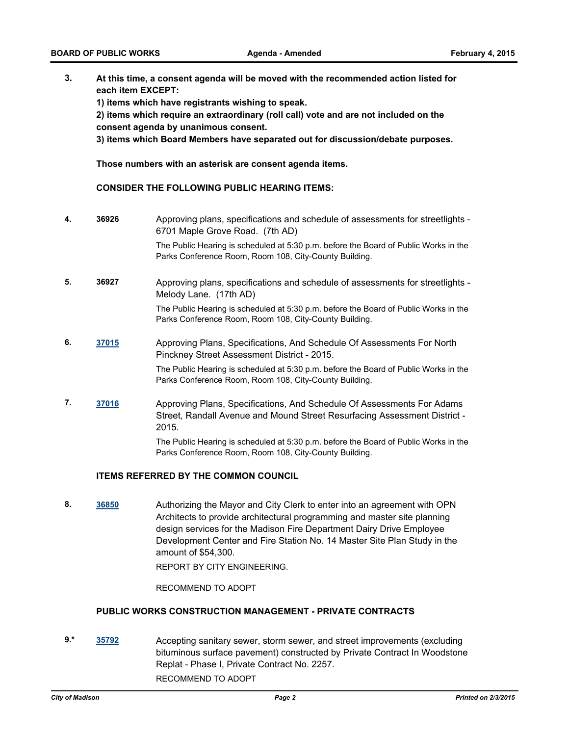**3.** **At this time, a consent agenda will be moved with the recommended action listed for each item EXCEPT:**

**1) items which have registrants wishing to speak.**

**2) items which require an extraordinary (roll call) vote and are not included on the consent agenda by unanimous consent.**

**3) items which Board Members have separated out for discussion/debate purposes.**

**Those numbers with an asterisk are consent agenda items.**

**CONSIDER THE FOLLOWING PUBLIC HEARING ITEMS:**

**4.** **36926** Approving plans, specifications and schedule of assessments for streetlights - 6701 Maple Grove Road. (7th AD)

The Public Hearing is scheduled at 5:30 p.m. before the Board of Public Works in the Parks Conference Room, Room 108, City-County Building.

**5.** **36927** Approving plans, specifications and schedule of assessments for streetlights - Melody Lane. (17th AD)

The Public Hearing is scheduled at 5:30 p.m. before the Board of Public Works in the Parks Conference Room, Room 108, City-County Building.

**6.** **37015** Approving Plans, Specifications, And Schedule Of Assessments For North Pinckney Street Assessment District - 2015.

The Public Hearing is scheduled at 5:30 p.m. before the Board of Public Works in the Parks Conference Room, Room 108, City-County Building.

**7.** **37016** Approving Plans, Specifications, And Schedule Of Assessments For Adams Street, Randall Avenue and Mound Street Resurfacing Assessment District - 2015.

The Public Hearing is scheduled at 5:30 p.m. before the Board of Public Works in the Parks Conference Room, Room 108, City-County Building.

**ITEMS REFERRED BY THE COMMON COUNCIL**

**8.** **36850** Authorizing the Mayor and City Clerk to enter into an agreement with OPN Architects to provide architectural programming and master site planning design services for the Madison Fire Department Dairy Drive Employee Development Center and Fire Station No. 14 Master Site Plan Study in the amount of $54,300.

REPORT BY CITY ENGINEERING.

RECOMMEND TO ADOPT

**PUBLIC WORKS CONSTRUCTION MANAGEMENT - PRIVATE CONTRACTS**

**9.*** **35792** Accepting sanitary sewer, storm sewer, and street improvements (excluding bituminous surface pavement) constructed by Private Contract In Woodstone Replat - Phase I, Private Contract No. 2257.

RECOMMEND TO ADOPT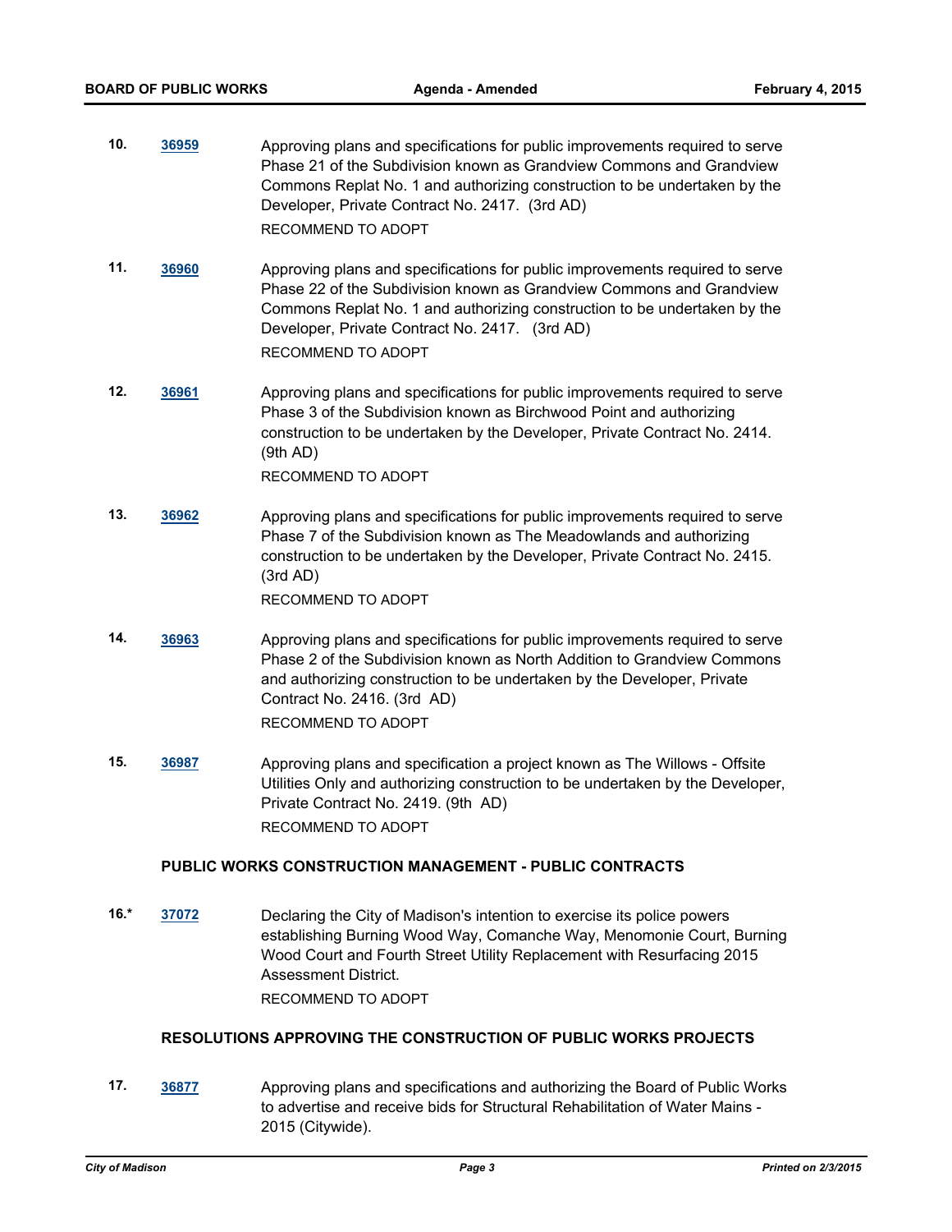**10.** **36959** Approving plans and specifications for public improvements required to serve Phase 21 of the Subdivision known as Grandview Commons and Grandview Commons Replat No. 1 and authorizing construction to be undertaken by the Developer, Private Contract No. 2417. (3rd AD)

RECOMMEND TO ADOPT

**11.** **36960** Approving plans and specifications for public improvements required to serve Phase 22 of the Subdivision known as Grandview Commons and Grandview Commons Replat No. 1 and authorizing construction to be undertaken by the Developer, Private Contract No. 2417. (3rd AD)

RECOMMEND TO ADOPT

**12.** **36961** Approving plans and specifications for public improvements required to serve Phase 3 of the Subdivision known as Birchwood Point and authorizing construction to be undertaken by the Developer, Private Contract No. 2414. (9th AD)

RECOMMEND TO ADOPT

**13.** **36962** Approving plans and specifications for public improvements required to serve Phase 7 of the Subdivision known as The Meadowlands and authorizing construction to be undertaken by the Developer, Private Contract No. 2415. (3rd AD)

RECOMMEND TO ADOPT

**14.** **36963** Approving plans and specifications for public improvements required to serve Phase 2 of the Subdivision known as North Addition to Grandview Commons and authorizing construction to be undertaken by the Developer, Private Contract No. 2416. (3rd AD)

RECOMMEND TO ADOPT

**15.** **36987** Approving plans and specification a project known as The Willows - Offsite Utilities Only and authorizing construction to be undertaken by the Developer, Private Contract No. 2419. (9th AD)

RECOMMEND TO ADOPT

### PUBLIC WORKS CONSTRUCTION MANAGEMENT - PUBLIC CONTRACTS

**16.*** **37072** Declaring the City of Madison's intention to exercise its police powers establishing Burning Wood Way, Comanche Way, Menomonie Court, Burning Wood Court and Fourth Street Utility Replacement with Resurfacing 2015 Assessment District.

RECOMMEND TO ADOPT

### RESOLUTIONS APPROVING THE CONSTRUCTION OF PUBLIC WORKS PROJECTS

**17.** **36877** Approving plans and specifications and authorizing the Board of Public Works to advertise and receive bids for Structural Rehabilitation of Water Mains - 2015 (Citywide).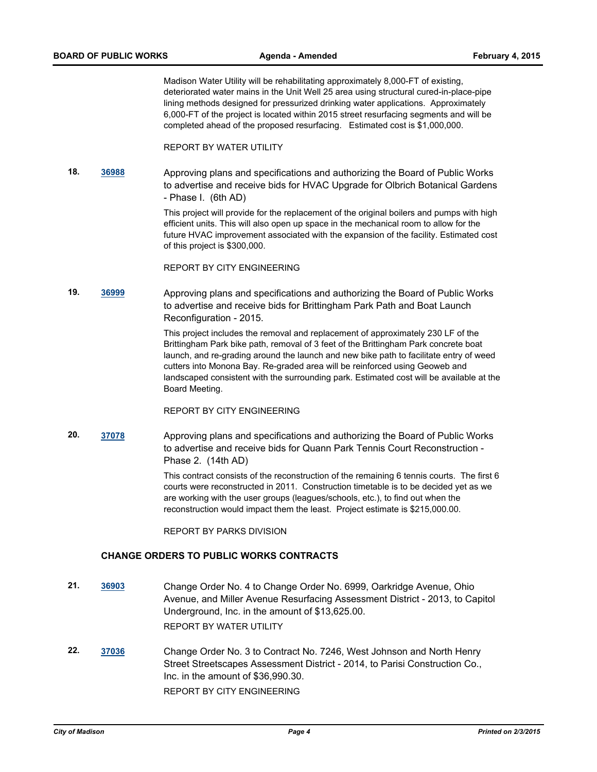Madison Water Utility will be rehabilitating approximately 8,000-FT of existing, deteriorated water mains in the Unit Well 25 area using structural cured-in-place-pipe lining methods designed for pressurized drinking water applications. Approximately 6,000-FT of the project is located within 2015 street resurfacing segments and will be completed ahead of the proposed resurfacing. Estimated cost is $1,000,000.

REPORT BY WATER UTILITY

**18.** **36988** Approving plans and specifications and authorizing the Board of Public Works to advertise and receive bids for HVAC Upgrade for Olbrich Botanical Gardens - Phase I. (6th AD)

This project will provide for the replacement of the original boilers and pumps with high efficient units. This will also open up space in the mechanical room to allow for the future HVAC improvement associated with the expansion of the facility. Estimated cost of this project is $300,000.

REPORT BY CITY ENGINEERING

**19.** **36999** Approving plans and specifications and authorizing the Board of Public Works to advertise and receive bids for Brittingham Park Path and Boat Launch Reconfiguration - 2015.

This project includes the removal and replacement of approximately 230 LF of the Brittingham Park bike path, removal of 3 feet of the Brittingham Park concrete boat launch, and re-grading around the launch and new bike path to facilitate entry of weed cutters into Monona Bay. Re-graded area will be reinforced using Geoweb and landscaped consistent with the surrounding park. Estimated cost will be available at the Board Meeting.

REPORT BY CITY ENGINEERING

**20.** **37078** Approving plans and specifications and authorizing the Board of Public Works to advertise and receive bids for Quann Park Tennis Court Reconstruction - Phase 2. (14th AD)

This contract consists of the reconstruction of the remaining 6 tennis courts. The first 6 courts were reconstructed in 2011. Construction timetable is to be decided yet as we are working with the user groups (leagues/schools, etc.), to find out when the reconstruction would impact them the least. Project estimate is $215,000.00.

REPORT BY PARKS DIVISION

## CHANGE ORDERS TO PUBLIC WORKS CONTRACTS

**21.** **36903** Change Order No. 4 to Change Order No. 6999, Oarkridge Avenue, Ohio Avenue, and Miller Avenue Resurfacing Assessment District - 2013, to Capitol Underground, Inc. in the amount of $13,625.00.

REPORT BY WATER UTILITY

**22.** **37036** Change Order No. 3 to Contract No. 7246, West Johnson and North Henry Street Streetscapes Assessment District - 2014, to Parisi Construction Co., Inc. in the amount of $36,990.30.

REPORT BY CITY ENGINEERING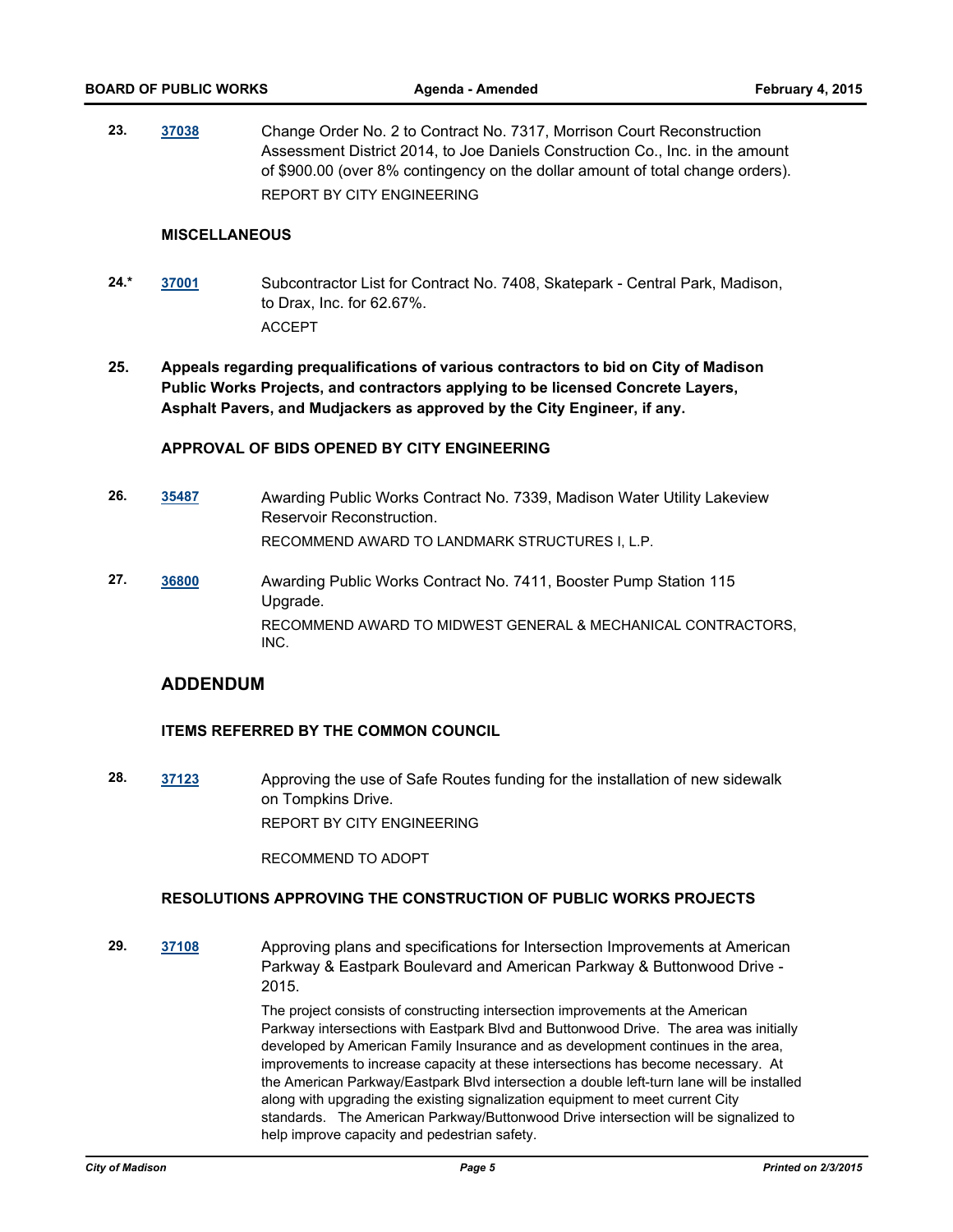**23.** **37038** Change Order No. 2 to Contract No. 7317, Morrison Court Reconstruction Assessment District 2014, to Joe Daniels Construction Co., Inc. in the amount of $900.00 (over 8% contingency on the dollar amount of total change orders).

REPORT BY CITY ENGINEERING

### MISCELLANEOUS

**24.*** **37001** Subcontractor List for Contract No. 7408, Skatepark - Central Park, Madison, to Drax, Inc. for 62.67%.

ACCEPT

**25. Appeals regarding prequalifications of various contractors to bid on City of Madison Public Works Projects, and contractors applying to be licensed Concrete Layers, Asphalt Pavers, and Mudjackers as approved by the City Engineer, if any.**

### APPROVAL OF BIDS OPENED BY CITY ENGINEERING

**26.** **35487** Awarding Public Works Contract No. 7339, Madison Water Utility Lakeview Reservoir Reconstruction.

RECOMMEND AWARD TO LANDMARK STRUCTURES I, L.P.

**27.** **36800** Awarding Public Works Contract No. 7411, Booster Pump Station 115 Upgrade.

RECOMMEND AWARD TO MIDWEST GENERAL & MECHANICAL CONTRACTORS, INC.

## ADDENDUM

### ITEMS REFERRED BY THE COMMON COUNCIL

**28.** **37123** Approving the use of Safe Routes funding for the installation of new sidewalk on Tompkins Drive.

REPORT BY CITY ENGINEERING

RECOMMEND TO ADOPT

### RESOLUTIONS APPROVING THE CONSTRUCTION OF PUBLIC WORKS PROJECTS

**29.** **37108** Approving plans and specifications for Intersection Improvements at American Parkway & Eastpark Boulevard and American Parkway & Buttonwood Drive - 2015.

The project consists of constructing intersection improvements at the American Parkway intersections with Eastpark Blvd and Buttonwood Drive. The area was initially developed by American Family Insurance and as development continues in the area, improvements to increase capacity at these intersections has become necessary. At the American Parkway/Eastpark Blvd intersection a double left-turn lane will be installed along with upgrading the existing signalization equipment to meet current City standards. The American Parkway/Buttonwood Drive intersection will be signalized to help improve capacity and pedestrian safety.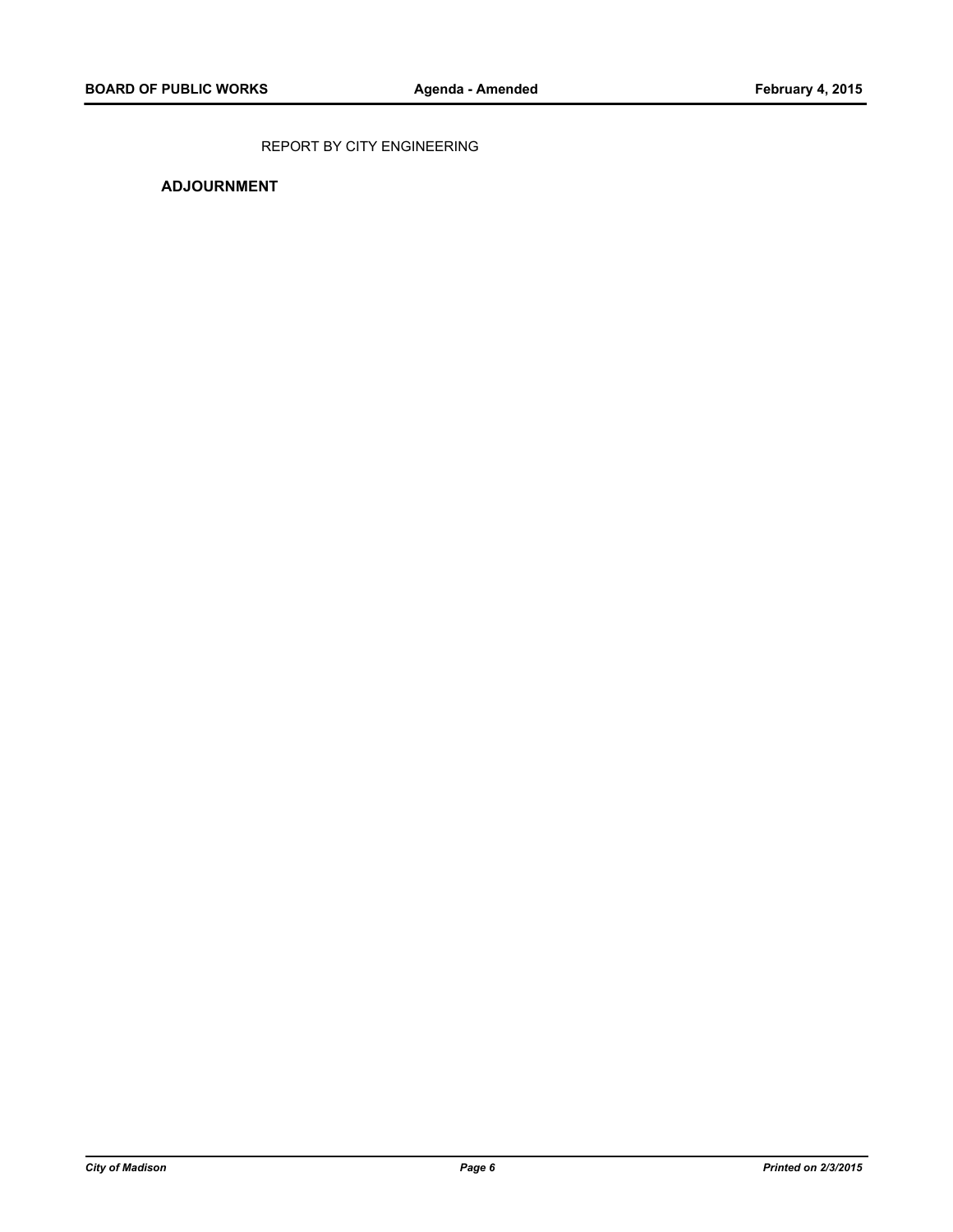REPORT BY CITY ENGINEERING

## ADJOURNMENT